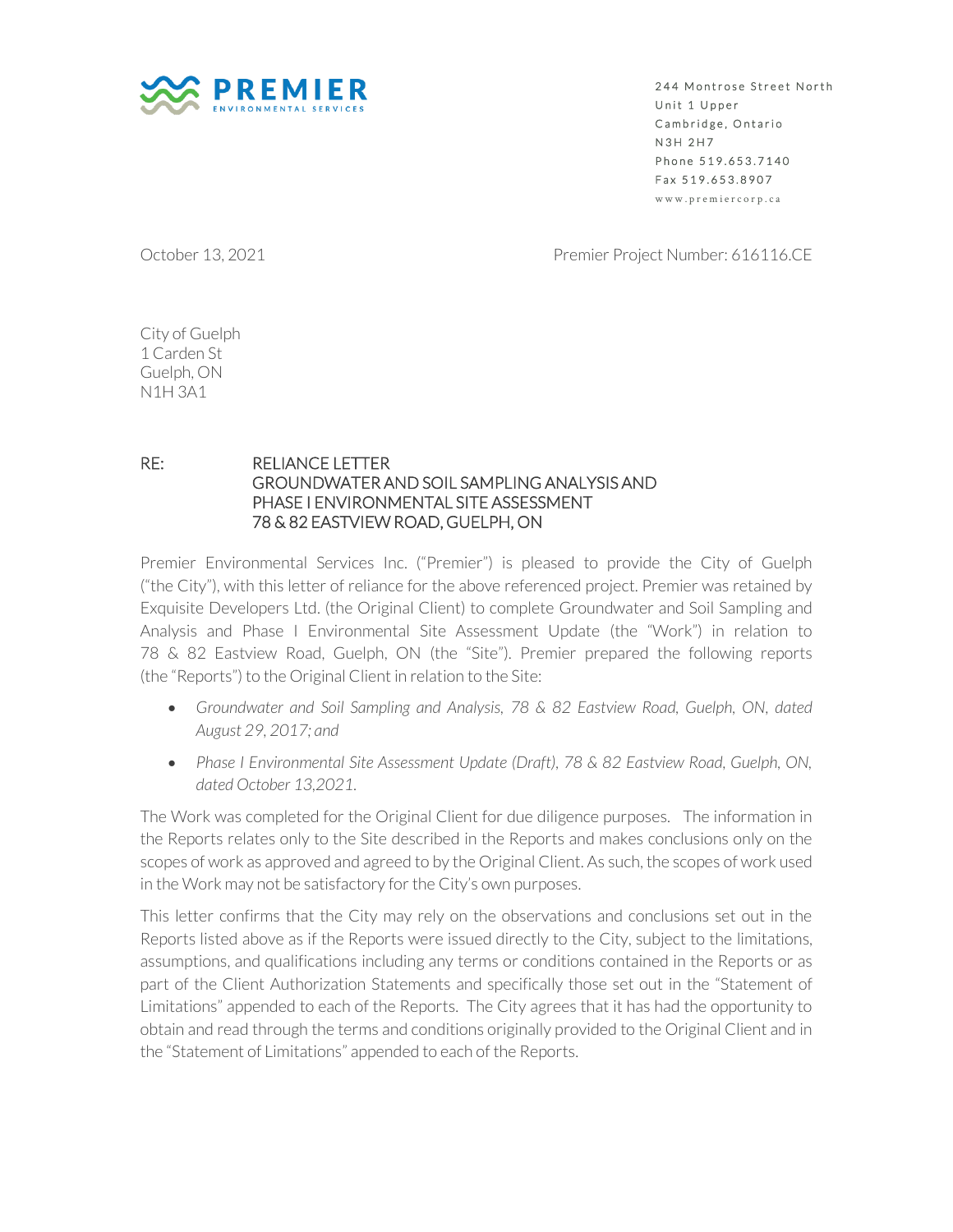PREMIER ENVIRONMENTAL SERVICES

244 Montrose Street North
Unit 1 Upper
Cambridge, Ontario
N3H 2H7
Phone 519.653.7140
Fax 519.653.8907
www.premiercorp.ca

October 13, 2021

Premier Project Number: 616116.CE

City of Guelph
1 Carden St
Guelph, ON
N1H 3A1

RE: RELIANCE LETTER
GROUNDWATER AND SOIL SAMPLING ANALYSIS AND
PHASE I ENVIRONMENTAL SITE ASSESSMENT
78 & 82 EASTVIEW ROAD, GUELPH, ON

Premier Environmental Services Inc. ("Premier") is pleased to provide the City of Guelph ("the City"), with this letter of reliance for the above referenced project. Premier was retained by Exquisite Developers Ltd. (the Original Client) to complete Groundwater and Soil Sampling and Analysis and Phase I Environmental Site Assessment Update (the "Work") in relation to 78 & 82 Eastview Road, Guelph, ON (the "Site"). Premier prepared the following reports (the "Reports") to the Original Client in relation to the Site:

- *Groundwater and Soil Sampling and Analysis, 78 & 82 Eastview Road, Guelph, ON, dated August 29, 2017; and*
- *Phase I Environmental Site Assessment Update (Draft), 78 & 82 Eastview Road, Guelph, ON, dated October 13,2021.*

The Work was completed for the Original Client for due diligence purposes. The information in the Reports relates only to the Site described in the Reports and makes conclusions only on the scopes of work as approved and agreed to by the Original Client. As such, the scopes of work used in the Work may not be satisfactory for the City's own purposes.

This letter confirms that the City may rely on the observations and conclusions set out in the Reports listed above as if the Reports were issued directly to the City, subject to the limitations, assumptions, and qualifications including any terms or conditions contained in the Reports or as part of the Client Authorization Statements and specifically those set out in the "Statement of Limitations" appended to each of the Reports. The City agrees that it has had the opportunity to obtain and read through the terms and conditions originally provided to the Original Client and in the "Statement of Limitations" appended to each of the Reports.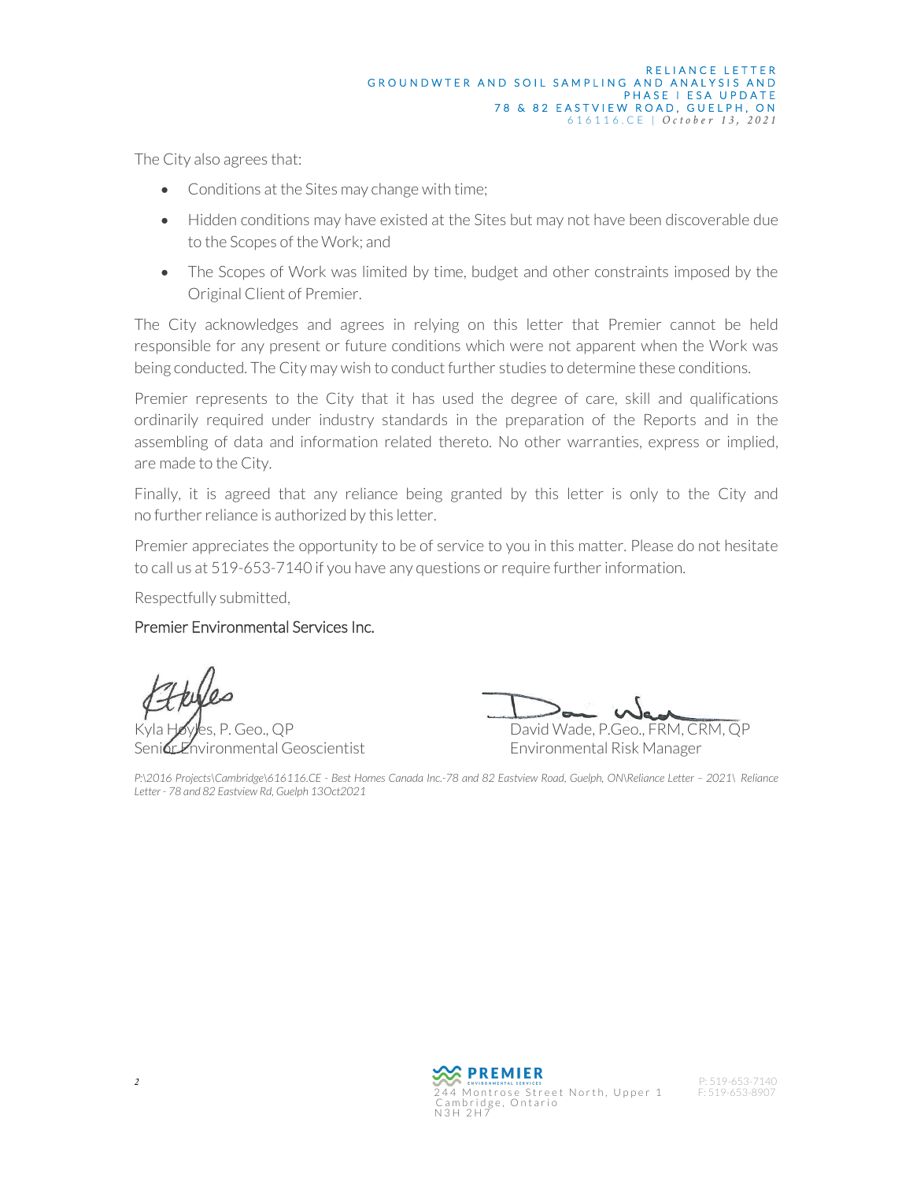The City also agrees that:

- Conditions at the Sites may change with time;
- Hidden conditions may have existed at the Sites but may not have been discoverable due to the Scopes of the Work; and
- The Scopes of Work was limited by time, budget and other constraints imposed by the Original Client of Premier.

The City acknowledges and agrees in relying on this letter that Premier cannot be held responsible for any present or future conditions which were not apparent when the Work was being conducted. The City may wish to conduct further studies to determine these conditions.

Premier represents to the City that it has used the degree of care, skill and qualifications ordinarily required under industry standards in the preparation of the Reports and in the assembling of data and information related thereto. No other warranties, express or implied, are made to the City.

Finally, it is agreed that any reliance being granted by this letter is only to the City and no further reliance is authorized by this letter.

Premier appreciates the opportunity to be of service to you in this matter. Please do not hesitate to call us at 519-653-7140 if you have any questions or require further information.

Respectfully submitted,

Premier Environmental Services Inc.

Kyla Hoyles, P. Geo., QP
Senior Environmental Geoscientist

David Wade, P.Geo., FRM, CRM, QP
Environmental Risk Manager

*P:\2016 Projects\Cambridge\616116.CE - Best Homes Canada Inc.-78 and 82 Eastview Road, Guelph, ON\Reliance Letter – 2021\ Reliance Letter - 78 and 82 Eastview Rd, Guelph 13Oct2021*